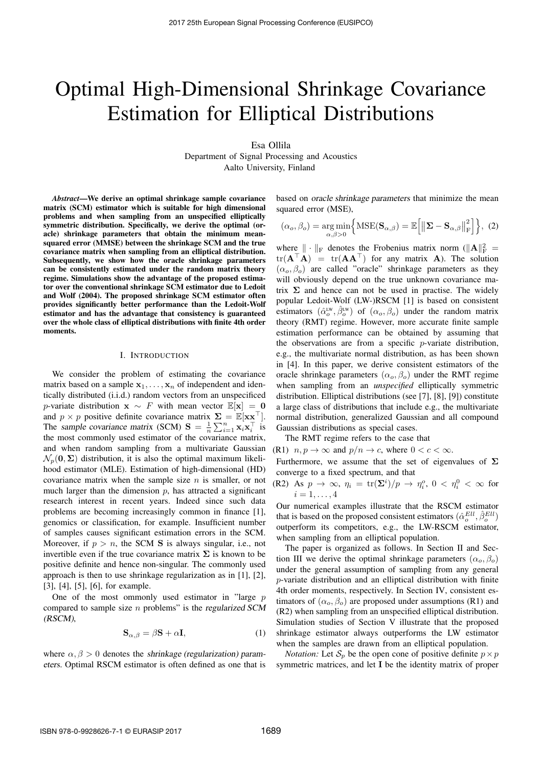# Optimal High-Dimensional Shrinkage Covariance Estimation for Elliptical Distributions

Esa Ollila
Department of Signal Processing and Acoustics
Aalto University, Finland

***Abstract*—We derive an optimal shrinkage sample covariance matrix (SCM) estimator which is suitable for high dimensional problems and when sampling from an unspecified elliptically symmetric distribution. Specifically, we derive the optimal (oracle) shrinkage parameters that obtain the minimum mean-squared error (MMSE) between the shrinkage SCM and the true covariance matrix when sampling from an elliptical distribution. Subsequently, we show how the oracle shrinkage parameters can be consistently estimated under the random matrix theory regime. Simulations show the advantage of the proposed estimator over the conventional shrinkage SCM estimator due to Ledoit and Wolf (2004). The proposed shrinkage SCM estimator often provides significantly better performance than the Ledoit-Wolf estimator and has the advantage that consistency is guaranteed over the whole class of elliptical distributions with finite 4th order moments.**

## I. Introduction

We consider the problem of estimating the covariance matrix based on a sample $\mathbf{x}_1, \ldots, \mathbf{x}_n$ of independent and identically distributed (i.i.d.) random vectors from an unspecified $p$-variate distribution $\mathbf{x} \sim F$ with mean vector $\mathbb{E}[\mathbf{x}] = \mathbf{0}$ and $p \times p$ positive definite covariance matrix $\mathbf{\Sigma} = \mathbb{E}[\mathbf{x}\mathbf{x}^\top]$. The *sample covariance matrix* (SCM) $\mathbf{S} = \frac{1}{n}\sum_{i=1}^n \mathbf{x}_i \mathbf{x}_i^\top$ is the most commonly used estimator of the covariance matrix, and when random sampling from a multivariate Gaussian $\mathcal{N}_p(\mathbf{0}, \mathbf{\Sigma})$ distribution, it is also the optimal maximum likelihood estimator (MLE). Estimation of high-dimensional (HD) covariance matrix when the sample size $n$ is smaller, or not much larger than the dimension $p$, has attracted a significant research interest in recent years. Indeed since such data problems are becoming increasingly common in finance [1], genomics or classification, for example. Insufficient number of samples causes significant estimation errors in the SCM. Moreover, if $p > n$, the SCM $\mathbf{S}$ is always singular, i.e., not invertible even if the true covariance matrix $\mathbf{\Sigma}$ is known to be positive definite and hence non-singular. The commonly used approach is then to use shrinkage regularization as in [1], [2], [3], [4], [5], [6], for example.

One of the most ommonly used estimator in "large $p$ compared to sample size $n$ problems" is the *regularized SCM (RSCM)*,

$$\mathbf{S}_{\alpha,\beta} = \beta\mathbf{S} + \alpha\mathbf{I}, \tag{1}$$

where $\alpha, \beta > 0$ denotes the *shrinkage (regularization) parameters*. Optimal RSCM estimator is often defined as one that is based on *oracle shrinkage parameters* that minimize the mean squared error (MSE),

$$(\alpha_o, \beta_o) = \underset{\alpha,\beta>0}{\arg\min}\Big\{\text{MSE}(\mathbf{S}_{\alpha,\beta}) = \mathbb{E}\Big[\big\|\mathbf{\Sigma} - \mathbf{S}_{\alpha,\beta}\big\|_{\text{F}}^2\Big]\Big\}, \tag{2}$$

where $\|\cdot\|_{\text{F}}$ denotes the Frobenius matrix norm ($\|\mathbf{A}\|_{\text{F}}^2 = \text{tr}(\mathbf{A}^\top\mathbf{A}) = \text{tr}(\mathbf{A}\mathbf{A}^\top)$ for any matrix $\mathbf{A}$). The solution $(\alpha_o, \beta_o)$ are called "oracle" shrinkage parameters as they will obviously depend on the true unknown covariance matrix $\mathbf{\Sigma}$ and hence can not be used in practise. The widely popular Ledoit-Wolf (LW-)RSCM [1] is based on consistent estimators $(\hat{\alpha}_o^{\text{LW}}, \hat{\beta}_o^{\text{LW}})$ of $(\alpha_o, \beta_o)$ under the random matrix theory (RMT) regime. However, more accurate finite sample estimation performance can be obtained by assuming that the observations are from a specific $p$-variate distribution, e.g., the multivariate normal distribution, as has been shown in [4]. In this paper, we derive consistent estimators of the oracle shrinkage parameters $(\alpha_o, \beta_o)$ under the RMT regime when sampling from an *unspecified* elliptically symmetric distribution. Elliptical distributions (see [7], [8], [9]) constitute a large class of distributions that include e.g., the multivariate normal distribution, generalized Gaussian and all compound Gaussian distributions as special cases.

The RMT regime refers to the case that

(R1) $n, p \to \infty$ and $p/n \to c$, where $0 < c < \infty$.

Furthermore, we assume that the set of eigenvalues of $\mathbf{\Sigma}$ converge to a fixed spectrum, and that

(R2) As $p \to \infty$, $\eta_i = \text{tr}(\mathbf{\Sigma}^i)/p \to \eta_i^o$, $0 < \eta_i^0 < \infty$ for $i = 1, \ldots, 4$

Our numerical examples illustrate that the RSCM estimator that is based on the proposed consistent estimators $(\hat{\alpha}_o^{Ell}, \hat{\beta}_o^{Ell})$ outperform its competitors, e.g., the LW-RSCM estimator, when sampling from an elliptical population.

The paper is organized as follows. In Section II and Section III we derive the optimal shrinkage parameters $(\alpha_o, \beta_o)$ under the general assumption of sampling from any general $p$-variate distribution and an elliptical distribution with finite 4th order moments, respectively. In Section IV, consistent estimators of $(\alpha_o, \beta_o)$ are proposed under assumptions (R1) and (R2) when sampling from an unspecified elliptical distribution. Simulation studies of Section V illustrate that the proposed shrinkage estimator always outperforms the LW estimator when the samples are drawn from an elliptical population.

*Notation:* Let $\mathcal{S}_p$ be the open cone of positive definite $p \times p$ symmetric matrices, and let $\mathbf{I}$ be the identity matrix of proper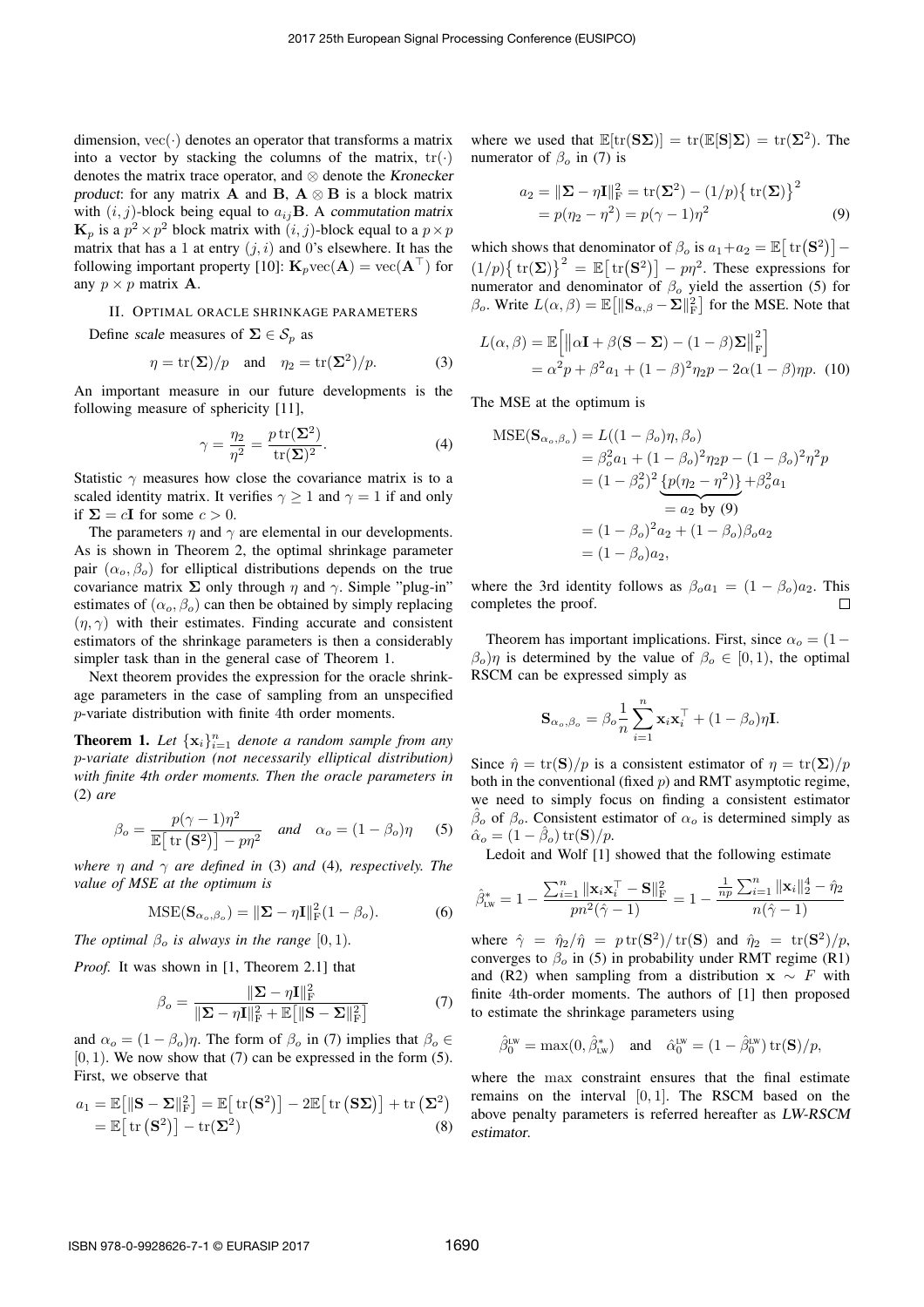dimension, $\text{vec}(\cdot)$ denotes an operator that transforms a matrix into a vector by stacking the columns of the matrix, $\text{tr}(\cdot)$ denotes the matrix trace operator, and $\otimes$ denote the *Kronecker product*: for any matrix $\mathbf{A}$ and $\mathbf{B}$, $\mathbf{A} \otimes \mathbf{B}$ is a block matrix with $(i,j)$-block being equal to $a_{ij}\mathbf{B}$. A *commutation matrix* $\mathbf{K}_p$ is a $p^2 \times p^2$ block matrix with $(i,j)$-block equal to a $p \times p$ matrix that has a 1 at entry $(j,i)$ and 0's elsewhere. It has the following important property [10]: $\mathbf{K}_p \text{vec}(\mathbf{A}) = \text{vec}(\mathbf{A}^\top)$ for any $p \times p$ matrix $\mathbf{A}$.

## II. Optimal oracle shrinkage parameters

Define *scale* measures of $\mathbf{\Sigma} \in \mathcal{S}_p$ as

$$\eta = \text{tr}(\mathbf{\Sigma})/p \quad \text{and} \quad \eta_2 = \text{tr}(\mathbf{\Sigma}^2)/p. \tag{3}$$

An important measure in our future developments is the following measure of sphericity [11],

$$\gamma = \frac{\eta_2}{\eta^2} = \frac{p\,\text{tr}(\mathbf{\Sigma}^2)}{\text{tr}(\mathbf{\Sigma})^2}. \tag{4}$$

Statistic $\gamma$ measures how close the covariance matrix is to a scaled identity matrix. It verifies $\gamma \geq 1$ and $\gamma = 1$ if and only if $\mathbf{\Sigma} = c\mathbf{I}$ for some $c > 0$.

The parameters $\eta$ and $\gamma$ are elemental in our developments. As is shown in Theorem 2, the optimal shrinkage parameter pair $(\alpha_o, \beta_o)$ for elliptical distributions depends on the true covariance matrix $\mathbf{\Sigma}$ only through $\eta$ and $\gamma$. Simple "plug-in" estimates of $(\alpha_o, \beta_o)$ can then be obtained by simply replacing $(\eta, \gamma)$ with their estimates. Finding accurate and consistent estimators of the shrinkage parameters is then a considerably simpler task than in the general case of Theorem 1.

Next theorem provides the expression for the oracle shrinkage parameters in the case of sampling from an unspecified $p$-variate distribution with finite 4th order moments.

**Theorem 1.** *Let $\{\mathbf{x}_i\}_{i=1}^n$ denote a random sample from any $p$-variate distribution (not necessarily elliptical distribution) with finite 4th order moments. Then the oracle parameters in* (2) *are*

$$\beta_o = \frac{p(\gamma - 1)\eta^2}{\mathbb{E}\big[\,\text{tr}\,(\mathbf{S}^2)\big] - p\eta^2} \quad \text{and} \quad \alpha_o = (1 - \beta_o)\eta \tag{5}$$

*where $\eta$ and $\gamma$ are defined in* (3) *and* (4)*, respectively. The value of MSE at the optimum is*

$$\text{MSE}(\mathbf{S}_{\alpha_o, \beta_o}) = \|\mathbf{\Sigma} - \eta\mathbf{I}\|_{\text{F}}^2 (1 - \beta_o). \tag{6}$$

*The optimal $\beta_o$ is always in the range $[0, 1)$.*

*Proof.* It was shown in [1, Theorem 2.1] that

$$\beta_o = \frac{\|\mathbf{\Sigma} - \eta\mathbf{I}\|_{\text{F}}^2}{\|\mathbf{\Sigma} - \eta\mathbf{I}\|_{\text{F}}^2 + \mathbb{E}\big[\|\mathbf{S} - \mathbf{\Sigma}\|_{\text{F}}^2\big]} \tag{7}$$

and $\alpha_o = (1 - \beta_o)\eta$. The form of $\beta_o$ in (7) implies that $\beta_o \in [0, 1)$. We now show that (7) can be expressed in the form (5). First, we observe that

$$\begin{aligned} a_1 &= \mathbb{E}\big[\|\mathbf{S} - \mathbf{\Sigma}\|_{\text{F}}^2\big] = \mathbb{E}\big[\,\text{tr}\big(\mathbf{S}^2\big)\big] - 2\mathbb{E}\big[\,\text{tr}\,\big(\mathbf{S}\mathbf{\Sigma}\big)\big] + \text{tr}\,\big(\mathbf{\Sigma}^2\big) \\ &= \mathbb{E}\big[\,\text{tr}\,(\mathbf{S}^2)\big] - \text{tr}(\mathbf{\Sigma}^2) \end{aligned} \tag{8}$$

where we used that $\mathbb{E}[\text{tr}(\mathbf{S}\mathbf{\Sigma})] = \text{tr}(\mathbb{E}[\mathbf{S}]\mathbf{\Sigma}) = \text{tr}(\mathbf{\Sigma}^2)$. The numerator of $\beta_o$ in (7) is

$$\begin{aligned} a_2 &= \|\mathbf{\Sigma} - \eta\mathbf{I}\|_{\text{F}}^2 = \text{tr}(\mathbf{\Sigma}^2) - (1/p)\big\{\,\text{tr}(\mathbf{\Sigma})\big\}^2 \\ &= p(\eta_2 - \eta^2) = p(\gamma - 1)\eta^2 \end{aligned} \tag{9}$$

which shows that denominator of $\beta_o$ is $a_1 + a_2 = \mathbb{E}\big[\,\text{tr}\big(\mathbf{S}^2\big)\big] - (1/p)\big\{\,\text{tr}(\mathbf{\Sigma})\big\}^2 = \mathbb{E}\big[\,\text{tr}\big(\mathbf{S}^2\big)\big] - p\eta^2$. These expressions for numerator and denominator of $\beta_o$ yield the assertion (5) for $\beta_o$. Write $L(\alpha, \beta) = \mathbb{E}\big[\|\mathbf{S}_{\alpha,\beta} - \mathbf{\Sigma}\|_{\text{F}}^2\big]$ for the MSE. Note that

$$\begin{aligned} L(\alpha, \beta) &= \mathbb{E}\Big[\big\|\alpha\mathbf{I} + \beta(\mathbf{S} - \mathbf{\Sigma}) - (1 - \beta)\mathbf{\Sigma}\big\|_{\text{F}}^2\Big] \\ &= \alpha^2 p + \beta^2 a_1 + (1 - \beta)^2 \eta_2 p - 2\alpha(1 - \beta)\eta p. \end{aligned} \tag{10}$$

The MSE at the optimum is

$$\begin{aligned} \text{MSE}(\mathbf{S}_{\alpha_o, \beta_o}) &= L((1 - \beta_o)\eta, \beta_o) \\ &= \beta_o^2 a_1 + (1 - \beta_o)^2 \eta_2 p - (1 - \beta_o)^2 \eta^2 p \\ &= (1 - \beta_o^2)^2 \underbrace{\{p(\eta_2 - \eta^2)\}}_{= a_2 \text{ by } (9)} + \beta_o^2 a_1 \\ &= (1 - \beta_o)^2 a_2 + (1 - \beta_o)\beta_o a_2 \\ &= (1 - \beta_o) a_2, \end{aligned}$$

where the 3rd identity follows as $\beta_o a_1 = (1 - \beta_o) a_2$. This completes the proof. $\square$

Theorem has important implications. First, since $\alpha_o = (1 - \beta_o)\eta$ is determined by the value of $\beta_o \in [0, 1)$, the optimal RSCM can be expressed simply as

$$\mathbf{S}_{\alpha_o, \beta_o} = \beta_o \frac{1}{n} \sum_{i=1}^n \mathbf{x}_i \mathbf{x}_i^\top + (1 - \beta_o)\eta\mathbf{I}.$$

Since $\hat{\eta} = \text{tr}(\mathbf{S})/p$ is a consistent estimator of $\eta = \text{tr}(\mathbf{\Sigma})/p$ both in the conventional (fixed $p$) and RMT asymptotic regime, we need to simply focus on finding a consistent estimator $\hat{\beta}_o$ of $\beta_o$. Consistent estimator of $\alpha_o$ is determined simply as $\hat{\alpha}_o = (1 - \hat{\beta}_o)\,\text{tr}(\mathbf{S})/p$.

Ledoit and Wolf [1] showed that the following estimate

$$\hat{\beta}_{\text{LW}}^* = 1 - \frac{\sum_{i=1}^n \|\mathbf{x}_i \mathbf{x}_i^\top - \mathbf{S}\|_{\text{F}}^2}{pn^2(\hat{\gamma} - 1)} = 1 - \frac{\frac{1}{np}\sum_{i=1}^n \|\mathbf{x}_i\|_2^4 - \hat{\eta}_2}{n(\hat{\gamma} - 1)}$$

where $\hat{\gamma} = \hat{\eta}_2/\hat{\eta} = p\,\text{tr}(\mathbf{S}^2)/\,\text{tr}(\mathbf{S})$ and $\hat{\eta}_2 = \text{tr}(\mathbf{S}^2)/p$, converges to $\beta_o$ in (5) in probability under RMT regime (R1) and (R2) when sampling from a distribution $\mathbf{x} \sim F$ with finite 4th-order moments. The authors of [1] then proposed to estimate the shrinkage parameters using

$$\hat{\beta}_0^{\text{LW}} = \max(0, \hat{\beta}_{\text{LW}}^*) \quad \text{and} \quad \hat{\alpha}_0^{\text{LW}} = (1 - \hat{\beta}_0^{\text{LW}})\,\text{tr}(\mathbf{S})/p,$$

where the $\max$ constraint ensures that the final estimate remains on the interval $[0, 1]$. The RSCM based on the above penalty parameters is referred hereafter as *LW-RSCM estimator*.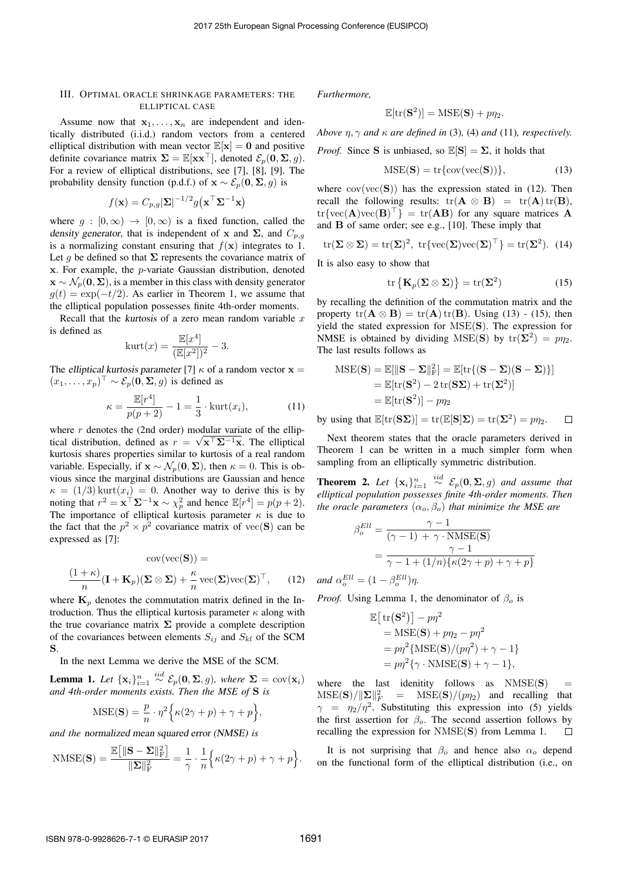## III. Optimal oracle shrinkage parameters: the elliptical case

Assume now that $\mathbf{x}_1, \ldots, \mathbf{x}_n$ are independent and identically distributed (i.i.d.) random vectors from a centered elliptical distribution with mean vector $\mathbb{E}[\mathbf{x}] = \mathbf{0}$ and positive definite covariance matrix $\mathbf{\Sigma} = \mathbb{E}[\mathbf{x}\mathbf{x}^\top]$, denoted $\mathcal{E}_p(\mathbf{0}, \mathbf{\Sigma}, g)$. For a review of elliptical distributions, see [7], [8], [9]. The probability density function (p.d.f.) of $\mathbf{x} \sim \mathcal{E}_p(\mathbf{0}, \mathbf{\Sigma}, g)$ is

$$f(\mathbf{x}) = C_{p,g}|\mathbf{\Sigma}|^{-1/2} g\big(\mathbf{x}^\top \mathbf{\Sigma}^{-1}\mathbf{x}\big)$$

where $g : [0, \infty) \to [0, \infty)$ is a fixed function, called the *density generator*, that is independent of $\mathbf{x}$ and $\mathbf{\Sigma}$, and $C_{p,g}$ is a normalizing constant ensuring that $f(\mathbf{x})$ integrates to 1. Let $g$ be defined so that $\mathbf{\Sigma}$ represents the covariance matrix of $\mathbf{x}$. For example, the $p$-variate Gaussian distribution, denoted $\mathbf{x} \sim \mathcal{N}_p(\mathbf{0}, \mathbf{\Sigma})$, is a member in this class with density generator $g(t) = \exp(-t/2)$. As earlier in Theorem 1, we assume that the elliptical population possesses finite 4th-order moments.

Recall that the *kurtosis* of a zero mean random variable $x$ is defined as

$$\mathrm{kurt}(x) = \frac{\mathbb{E}[x^4]}{(\mathbb{E}[x^2])^2} - 3.$$

The *elliptical kurtosis parameter* [7] $\kappa$ of a random vector $\mathbf{x} = (x_1, \ldots, x_p)^\top \sim \mathcal{E}_p(\mathbf{0}, \mathbf{\Sigma}, g)$ is defined as

$$\kappa = \frac{\mathbb{E}[r^4]}{p(p+2)} - 1 = \frac{1}{3} \cdot \mathrm{kurt}(x_i), \tag{11}$$

where $r$ denotes the (2nd order) modular variate of the elliptical distribution, defined as $r = \sqrt{\mathbf{x}^\top \mathbf{\Sigma}^{-1}\mathbf{x}}$. The elliptical kurtosis shares properties similar to kurtosis of a real random variable. Especially, if $\mathbf{x} \sim \mathcal{N}_p(\mathbf{0}, \mathbf{\Sigma})$, then $\kappa = 0$. This is obvious since the marginal distributions are Gaussian and hence $\kappa = (1/3)\,\mathrm{kurt}(x_i) = 0$. Another way to derive this is by noting that $r^2 = \mathbf{x}^\top \mathbf{\Sigma}^{-1}\mathbf{x} \sim \chi^2_p$ and hence $\mathbb{E}[r^4] = p(p+2)$. The importance of elliptical kurtosis parameter $\kappa$ is due to the fact that the $p^2 \times p^2$ covariance matrix of $\mathrm{vec}(\mathbf{S})$ can be expressed as [7]:

$$\mathrm{cov}(\mathrm{vec}(\mathbf{S})) = \frac{(1+\kappa)}{n}(\mathbf{I} + \mathbf{K}_p)(\mathbf{\Sigma} \otimes \mathbf{\Sigma}) + \frac{\kappa}{n}\,\mathrm{vec}(\mathbf{\Sigma})\mathrm{vec}(\mathbf{\Sigma})^\top, \tag{12}$$

where $\mathbf{K}_p$ denotes the commutation matrix defined in the Introduction. Thus the elliptical kurtosis parameter $\kappa$ along with the true covariance matrix $\mathbf{\Sigma}$ provide a complete description of the covariances between elements $S_{ij}$ and $S_{kl}$ of the SCM $\mathbf{S}$.

In the next Lemma we derive the MSE of the SCM.

**Lemma 1.** *Let* $\{\mathbf{x}_i\}_{i=1}^n \overset{iid}{\sim} \mathcal{E}_p(\mathbf{0}, \mathbf{\Sigma}, g)$, *where* $\mathbf{\Sigma} = \mathrm{cov}(\mathbf{x}_i)$ *and 4th-order moments exists. Then the MSE of* $\mathbf{S}$ *is*

$$\mathrm{MSE}(\mathbf{S}) = \frac{p}{n} \cdot \eta^2 \Big\{\kappa(2\gamma + p) + \gamma + p\Big\},$$

*and the normalized mean squared error (NMSE) is*

$$\mathrm{NMSE}(\mathbf{S}) = \frac{\mathbb{E}\big[\|\mathbf{S} - \mathbf{\Sigma}\|^2_{\mathrm{F}}\big]}{\|\mathbf{\Sigma}\|^2_{\mathrm{F}}} = \frac{1}{\gamma} \cdot \frac{1}{n}\Big\{\kappa(2\gamma + p) + \gamma + p\Big\}.$$

*Furthermore,*

$$\mathbb{E}[\mathrm{tr}(\mathbf{S}^2)] = \mathrm{MSE}(\mathbf{S}) + p\eta_2.$$

*Above* $\eta, \gamma$ *and* $\kappa$ *are defined in* (3), (4) *and* (11), *respectively.*

*Proof.* Since $\mathbf{S}$ is unbiased, so $\mathbb{E}[\mathbf{S}] = \mathbf{\Sigma}$, it holds that

$$\mathrm{MSE}(\mathbf{S}) = \mathrm{tr}\{\mathrm{cov}(\mathrm{vec}(\mathbf{S}))\}, \tag{13}$$

where $\mathrm{cov}(\mathrm{vec}(\mathbf{S}))$ has the expression stated in (12). Then recall the following results: $\mathrm{tr}(\mathbf{A} \otimes \mathbf{B}) = \mathrm{tr}(\mathbf{A})\,\mathrm{tr}(\mathbf{B})$, $\mathrm{tr}\{\mathrm{vec}(\mathbf{A})\mathrm{vec}(\mathbf{B})^\top\} = \mathrm{tr}(\mathbf{AB})$ for any square matrices $\mathbf{A}$ and $\mathbf{B}$ of same order; see e.g., [10]. These imply that

$$\mathrm{tr}(\mathbf{\Sigma} \otimes \mathbf{\Sigma}) = \mathrm{tr}(\mathbf{\Sigma})^2,\ \mathrm{tr}\{\mathrm{vec}(\mathbf{\Sigma})\mathrm{vec}(\mathbf{\Sigma})^\top\} = \mathrm{tr}(\mathbf{\Sigma}^2). \tag{14}$$

It is also easy to show that

$$\mathrm{tr}\left\{\mathbf{K}_p(\mathbf{\Sigma} \otimes \mathbf{\Sigma})\right\} = \mathrm{tr}(\mathbf{\Sigma}^2) \tag{15}$$

by recalling the definition of the commutation matrix and the property $\mathrm{tr}(\mathbf{A} \otimes \mathbf{B}) = \mathrm{tr}(\mathbf{A})\,\mathrm{tr}(\mathbf{B})$. Using (13) - (15), then yield the stated expression for $\mathrm{MSE}(\mathbf{S})$. The expression for NMSE is obtained by dividing $\mathrm{MSE}(\mathbf{S})$ by $\mathrm{tr}(\mathbf{\Sigma}^2) = p\eta_2$. The last results follows as

$$\begin{aligned}
\mathrm{MSE}(\mathbf{S}) &= \mathbb{E}[\|\mathbf{S} - \mathbf{\Sigma}\|^2_{\mathrm{F}}] = \mathbb{E}[\mathrm{tr}\{(\mathbf{S} - \mathbf{\Sigma})(\mathbf{S} - \mathbf{\Sigma})\}] \\
&= \mathbb{E}[\mathrm{tr}(\mathbf{S}^2) - 2\,\mathrm{tr}(\mathbf{S\Sigma}) + \mathrm{tr}(\mathbf{\Sigma}^2)] \\
&= \mathbb{E}[\mathrm{tr}(\mathbf{S}^2)] - p\eta_2
\end{aligned}$$

by using that $\mathbb{E}[\mathrm{tr}(\mathbf{S\Sigma})] = \mathrm{tr}(\mathbb{E}[\mathbf{S}]\mathbf{\Sigma}) = \mathrm{tr}(\mathbf{\Sigma}^2) = p\eta_2$. $\square$

Next theorem states that the oracle parameters derived in Theorem 1 can be written in a much simpler form when sampling from an elliptically symmetric distribution.

**Theorem 2.** *Let* $\{\mathbf{x}_i\}_{i=1}^n \overset{iid}{\sim} \mathcal{E}_p(\mathbf{0}, \mathbf{\Sigma}, g)$ *and assume that elliptical population possesses finite 4th-order moments. Then the oracle parameters* $(\alpha_o, \beta_o)$ *that minimize the MSE are*

$$\begin{aligned}
\beta_o^{Ell} &= \frac{\gamma - 1}{(\gamma - 1) + \gamma \cdot \mathrm{NMSE}(\mathbf{S})} \\
&= \frac{\gamma - 1}{\gamma - 1 + (1/n)\{\kappa(2\gamma + p) + \gamma + p\}}
\end{aligned}$$

*and* $\alpha_o^{Ell} = (1 - \beta_o^{Ell})\eta$.

*Proof.* Using Lemma 1, the denominator of $\beta_o$ is

$$\begin{aligned}
&\mathbb{E}\big[\mathrm{tr}(\mathbf{S}^2)\big] - p\eta^2 \\
&= \mathrm{MSE}(\mathbf{S}) + p\eta_2 - p\eta^2 \\
&= p\eta^2\{\mathrm{MSE}(\mathbf{S})/(p\eta^2) + \gamma - 1\} \\
&= p\eta^2\{\gamma \cdot \mathrm{NMSE}(\mathbf{S}) + \gamma - 1\},
\end{aligned}$$

where the last idenitity follows as $\mathrm{NMSE}(\mathbf{S}) = \mathrm{MSE}(\mathbf{S})/\|\mathbf{\Sigma}\|^2_F = \mathrm{MSE}(\mathbf{S})/(p\eta_2)$ and recalling that $\gamma = \eta_2/\eta^2$. Substituting this expression into (5) yields the first assertion for $\beta_o$. The second assertion follows by recalling the expression for $\mathrm{NMSE}(\mathbf{S})$ from Lemma 1. $\square$

It is not surprising that $\beta_o$ and hence also $\alpha_o$ depend on the functional form of the elliptical distribution (i.e., on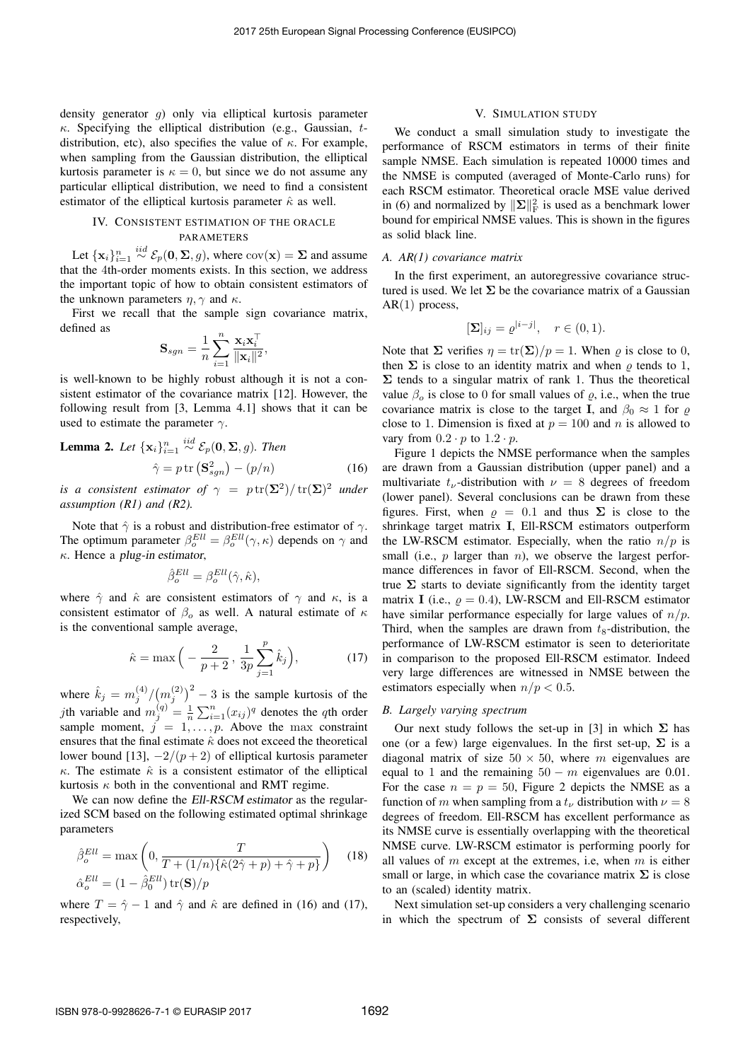density generator $g$) only via elliptical kurtosis parameter $\kappa$. Specifying the elliptical distribution (e.g., Gaussian, $t$-distribution, etc), also specifies the value of $\kappa$. For example, when sampling from the Gaussian distribution, the elliptical kurtosis parameter is $\kappa = 0$, but since we do not assume any particular elliptical distribution, we need to find a consistent estimator of the elliptical kurtosis parameter $\hat{\kappa}$ as well.

## IV. Consistent estimation of the oracle parameters

Let $\{\mathbf{x}_i\}_{i=1}^n \overset{iid}{\sim} \mathcal{E}_p(\mathbf{0}, \boldsymbol{\Sigma}, g)$, where $\text{cov}(\mathbf{x}) = \boldsymbol{\Sigma}$ and assume that the 4th-order moments exists. In this section, we address the important topic of how to obtain consistent estimators of the unknown parameters $\eta, \gamma$ and $\kappa$.

First we recall that the sample sign covariance matrix, defined as

$$\mathbf{S}_{sgn} = \frac{1}{n} \sum_{i=1}^{n} \frac{\mathbf{x}_i \mathbf{x}_i^\top}{\|\mathbf{x}_i\|^2},$$

is well-known to be highly robust although it is not a consistent estimator of the covariance matrix [12]. However, the following result from [3, Lemma 4.1] shows that it can be used to estimate the parameter $\gamma$.

**Lemma 2.** *Let* $\{\mathbf{x}_i\}_{i=1}^n \overset{iid}{\sim} \mathcal{E}_p(\mathbf{0}, \boldsymbol{\Sigma}, g)$. *Then*

$$\hat{\gamma} = p \operatorname{tr}\left(\mathbf{S}_{sgn}^2\right) - (p/n) \tag{16}$$

*is a consistent estimator of* $\gamma = p \operatorname{tr}(\boldsymbol{\Sigma}^2)/\operatorname{tr}(\boldsymbol{\Sigma})^2$ *under assumption (R1) and (R2).*

Note that $\hat{\gamma}$ is a robust and distribution-free estimator of $\gamma$. The optimum parameter $\beta_o^{Ell} = \beta_o^{Ell}(\gamma, \kappa)$ depends on $\gamma$ and $\kappa$. Hence a *plug-in estimator*,

$$\hat{\beta}_o^{Ell} = \beta_o^{Ell}(\hat{\gamma}, \hat{\kappa}),$$

where $\hat{\gamma}$ and $\hat{\kappa}$ are consistent estimators of $\gamma$ and $\kappa$, is a consistent estimator of $\beta_o$ as well. A natural estimate of $\kappa$ is the conventional sample average,

$$\hat{\kappa} = \max\Big( -\frac{2}{p+2}, \frac{1}{3p} \sum_{j=1}^{p} \hat{k}_j \Big), \tag{17}$$

where $\hat{k}_j = m_j^{(4)} / \big(m_j^{(2)}\big)^2 - 3$ is the sample kurtosis of the $j$th variable and $m_j^{(q)} = \frac{1}{n} \sum_{i=1}^{n} (x_{ij})^q$ denotes the $q$th order sample moment, $j = 1, \ldots, p$. Above the max constraint ensures that the final estimate $\hat{\kappa}$ does not exceed the theoretical lower bound [13], $-2/(p+2)$ of elliptical kurtosis parameter $\kappa$. The estimate $\hat{\kappa}$ is a consistent estimator of the elliptical kurtosis $\kappa$ both in the conventional and RMT regime.

We can now define the *Ell-RSCM estimator* as the regularized SCM based on the following estimated optimal shrinkage parameters

$$\begin{aligned} \hat{\beta}_o^{Ell} &= \max\left(0, \frac{T}{T + (1/n)\{\hat{\kappa}(2\hat{\gamma} + p) + \hat{\gamma} + p\}}\right) \\ \hat{\alpha}_o^{Ell} &= (1 - \hat{\beta}_0^{Ell}) \operatorname{tr}(\mathbf{S})/p \end{aligned} \tag{18}$$

where $T = \hat{\gamma} - 1$ and $\hat{\gamma}$ and $\hat{\kappa}$ are defined in (16) and (17), respectively,

## V. Simulation study

We conduct a small simulation study to investigate the performance of RSCM estimators in terms of their finite sample NMSE. Each simulation is repeated 10000 times and the NMSE is computed (averaged of Monte-Carlo runs) for each RSCM estimator. Theoretical oracle MSE value derived in (6) and normalized by $\|\boldsymbol{\Sigma}\|_F^2$ is used as a benchmark lower bound for empirical NMSE values. This is shown in the figures as solid black line.

### A. AR(1) covariance matrix

In the first experiment, an autoregressive covariance structured is used. We let $\boldsymbol{\Sigma}$ be the covariance matrix of a Gaussian AR(1) process,

$$[\boldsymbol{\Sigma}]_{ij} = \varrho^{|i-j|}, \quad r \in (0, 1).$$

Note that $\boldsymbol{\Sigma}$ verifies $\eta = \operatorname{tr}(\boldsymbol{\Sigma})/p = 1$. When $\varrho$ is close to 0, then $\boldsymbol{\Sigma}$ is close to an identity matrix and when $\varrho$ tends to 1, $\boldsymbol{\Sigma}$ tends to a singular matrix of rank 1. Thus the theoretical value $\beta_o$ is close to 0 for small values of $\varrho$, i.e., when the true covariance matrix is close to the target $\mathbf{I}$, and $\beta_0 \approx 1$ for $\varrho$ close to 1. Dimension is fixed at $p = 100$ and $n$ is allowed to vary from $0.2 \cdot p$ to $1.2 \cdot p$.

Figure 1 depicts the NMSE performance when the samples are drawn from a Gaussian distribution (upper panel) and a multivariate $t_\nu$-distribution with $\nu = 8$ degrees of freedom (lower panel). Several conclusions can be drawn from these figures. First, when $\varrho = 0.1$ and thus $\boldsymbol{\Sigma}$ is close to the shrinkage target matrix $\mathbf{I}$, Ell-RSCM estimators outperform the LW-RSCM estimator. Especially, when the ratio $n/p$ is small (i.e., $p$ larger than $n$), we observe the largest performance differences in favor of Ell-RSCM. Second, when the true $\boldsymbol{\Sigma}$ starts to deviate significantly from the identity target matrix $\mathbf{I}$ (i.e., $\varrho = 0.4$), LW-RSCM and Ell-RSCM estimator have similar performance especially for large values of $n/p$. Third, when the samples are drawn from $t_8$-distribution, the performance of LW-RSCM estimator is seen to deterioritate in comparison to the proposed Ell-RSCM estimator. Indeed very large differences are witnessed in NMSE between the estimators especially when $n/p < 0.5$.

### B. Largely varying spectrum

Our next study follows the set-up in [3] in which $\boldsymbol{\Sigma}$ has one (or a few) large eigenvalues. In the first set-up, $\boldsymbol{\Sigma}$ is a diagonal matrix of size $50 \times 50$, where $m$ eigenvalues are equal to 1 and the remaining $50 - m$ eigenvalues are 0.01. For the case $n = p = 50$, Figure 2 depicts the NMSE as a function of $m$ when sampling from a $t_\nu$ distribution with $\nu = 8$ degrees of freedom. Ell-RSCM has excellent performance as its NMSE curve is essentially overlapping with the theoretical NMSE curve. LW-RSCM estimator is performing poorly for all values of $m$ except at the extremes, i.e, when $m$ is either small or large, in which case the covariance matrix $\boldsymbol{\Sigma}$ is close to an (scaled) identity matrix.

Next simulation set-up considers a very challenging scenario in which the spectrum of $\boldsymbol{\Sigma}$ consists of several different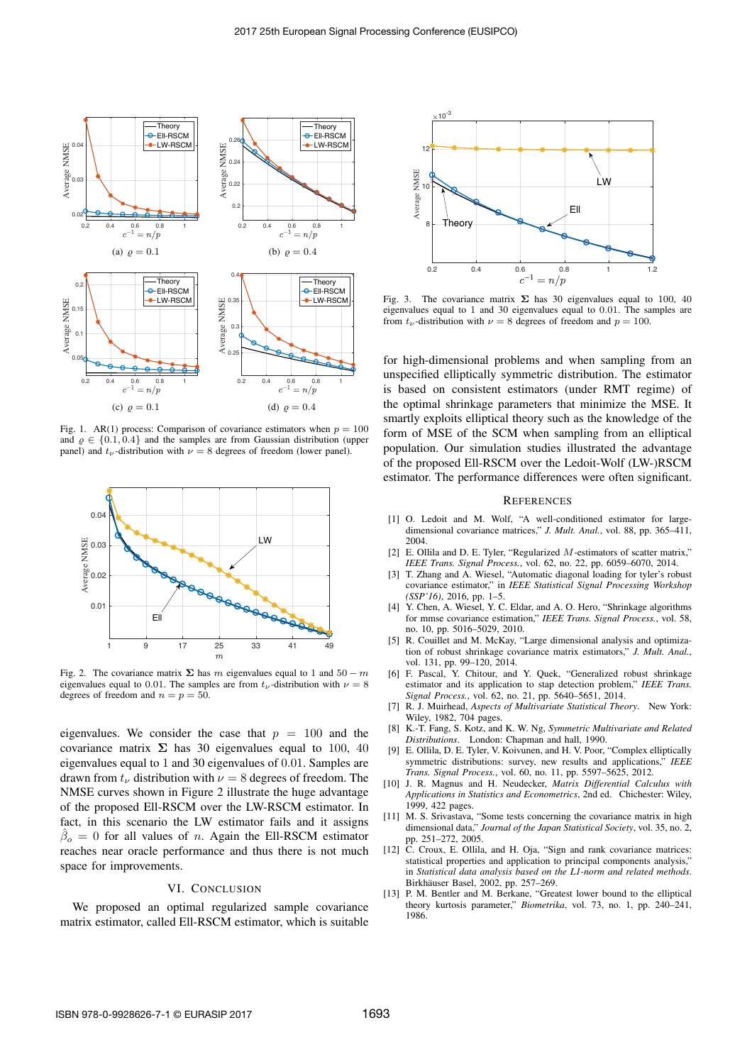Theory
Ell-RSCM
LW-RSCM
Average NMSE
0.04
0.03
0.02
0.2 0.4 0.6 0.8 1
$c^{-1} = n/p$

(a) $\varrho = 0.1$

Theory
Ell-RSCM
LW-RSCM
Average NMSE
0.26
0.24
0.22
0.2
0.2 0.4 0.6 0.8 1
$c^{-1} = n/p$

(b) $\varrho = 0.4$

Theory
Ell-RSCM
LW-RSCM
Average NMSE
0.2
0.15
0.1
0.05
0.2 0.4 0.6 0.8 1
$c^{-1} = n/p$

(c) $\varrho = 0.1$

Theory
Ell-RSCM
LW-RSCM
Average NMSE
0.4
0.35
0.3
0.25
0.2 0.4 0.6 0.8 1
$c^{-1} = n/p$

(d) $\varrho = 0.4$

Fig. 1. AR(1) process: Comparison of covariance estimators when $p = 100$ and $\varrho \in \{0.1, 0.4\}$ and the samples are from Gaussian distribution (upper panel) and $t_\nu$-distribution with $\nu = 8$ degrees of freedom (lower panel).

Average NMSE
0.04
0.03
0.02
0.01
LW
Ell
1 9 17 25 33 41 49
$m$

Fig. 2. The covariance matrix $\mathbf{\Sigma}$ has $m$ eigenvalues equal to 1 and $50 - m$ eigenvalues equal to 0.01. The samples are from $t_\nu$-distribution with $\nu = 8$ degrees of freedom and $n = p = 50$.

eigenvalues. We consider the case that $p = 100$ and the covariance matrix $\mathbf{\Sigma}$ has 30 eigenvalues equal to 100, 40 eigenvalues equal to 1 and 30 eigenvalues of 0.01. Samples are drawn from $t_\nu$ distribution with $\nu = 8$ degrees of freedom. The NMSE curves shown in Figure 2 illustrate the huge advantage of the proposed Ell-RSCM over the LW-RSCM estimator. In fact, in this scenario the LW estimator fails and it assigns $\hat{\beta}_o = 0$ for all values of $n$. Again the Ell-RSCM estimator reaches near oracle performance and thus there is not much space for improvements.

## VI. Conclusion

We proposed an optimal regularized sample covariance matrix estimator, called Ell-RSCM estimator, which is suitable for high-dimensional problems and when sampling from an unspecified elliptically symmetric distribution. The estimator is based on consistent estimators (under RMT regime) of the optimal shrinkage parameters that minimize the MSE. It smartly exploits elliptical theory such as the knowledge of the form of MSE of the SCM when sampling from an elliptical population. Our simulation studies illustrated the advantage of the proposed Ell-RSCM over the Ledoit-Wolf (LW-)RSCM estimator. The performance differences were often significant.

$\times 10^{-3}$
12
10
8
Average NMSE
LW
Ell
Theory
0.2 0.4 0.6 0.8 1 1.2
$c^{-1} = n/p$

Fig. 3. The covariance matrix $\mathbf{\Sigma}$ has 30 eigenvalues equal to 100, 40 eigenvalues equal to 1 and 30 eigenvalues equal to 0.01. The samples are from $t_\nu$-distribution with $\nu = 8$ degrees of freedom and $p = 100$.

## References

[1] O. Ledoit and M. Wolf, "A well-conditioned estimator for large-dimensional covariance matrices," *J. Mult. Anal.*, vol. 88, pp. 365–411, 2004.

[2] E. Ollila and D. E. Tyler, "Regularized $M$-estimators of scatter matrix," *IEEE Trans. Signal Process.*, vol. 62, no. 22, pp. 6059–6070, 2014.

[3] T. Zhang and A. Wiesel, "Automatic diagonal loading for tyler's robust covariance estimator," in *IEEE Statistical Signal Processing Workshop (SSP'16)*, 2016, pp. 1–5.

[4] Y. Chen, A. Wiesel, Y. C. Eldar, and A. O. Hero, "Shrinkage algorithms for mmse covariance estimation," *IEEE Trans. Signal Process.*, vol. 58, no. 10, pp. 5016–5029, 2010.

[5] R. Couillet and M. McKay, "Large dimensional analysis and optimization of robust shrinkage covariance matrix estimators," *J. Mult. Anal.*, vol. 131, pp. 99–120, 2014.

[6] F. Pascal, Y. Chitour, and Y. Quek, "Generalized robust shrinkage estimator and its application to stap detection problem," *IEEE Trans. Signal Process.*, vol. 62, no. 21, pp. 5640–5651, 2014.

[7] R. J. Muirhead, *Aspects of Multivariate Statistical Theory*. New York: Wiley, 1982, 704 pages.

[8] K.-T. Fang, S. Kotz, and K. W. Ng, *Symmetric Multivariate and Related Distributions*. London: Chapman and hall, 1990.

[9] E. Ollila, D. E. Tyler, V. Koivunen, and H. V. Poor, "Complex elliptically symmetric distributions: survey, new results and applications," *IEEE Trans. Signal Process.*, vol. 60, no. 11, pp. 5597–5625, 2012.

[10] J. R. Magnus and H. Neudecker, *Matrix Differential Calculus with Applications in Statistics and Econometrics*, 2nd ed. Chichester: Wiley, 1999, 422 pages.

[11] M. S. Srivastava, "Some tests concerning the covariance matrix in high dimensional data," *Journal of the Japan Statistical Society*, vol. 35, no. 2, pp. 251–272, 2005.

[12] C. Croux, E. Ollila, and H. Oja, "Sign and rank covariance matrices: statistical properties and application to principal components analysis," in *Statistical data analysis based on the L1-norm and related methods*. Birkhäuser Basel, 2002, pp. 257–269.

[13] P. M. Bentler and M. Berkane, "Greatest lower bound to the elliptical theory kurtosis parameter," *Biometrika*, vol. 73, no. 1, pp. 240–241, 1986.